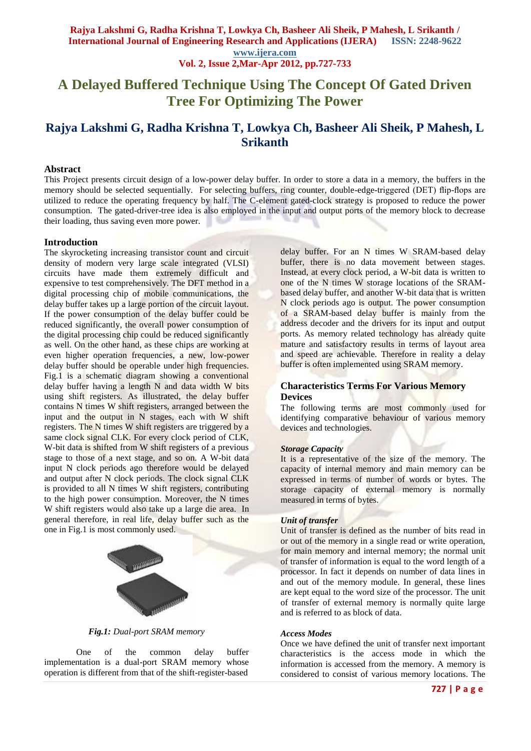# A Delayed Buffered Technique Using The Concept Of Gated Driven Tree For Optimizing The Power

## Rajya Lakshmi G, Radha Krishna T, Lowkya Ch, Basheer Ali Sheik, P Mahesh, L Srikanth

### Abstract

This Project presents circuit design of a low-power delay buffer. In order to store a data in a memory, the buffers in the memory should be selected sequentially. For selecting buffers, ring counter, double-edge-triggered (DET) flip-flops are utilized to reduce the operating frequency by half. The C-element gated-clock strategy is proposed to reduce the power consumption. The gated-driver-tree idea is also employed in the input and output ports of the memory block to decrease their loading, thus saving even more power.

### Introduction

The skyrocketing increasing transistor count and circuit density of modern very large scale integrated (VLSI) circuits have made them extremely difficult and expensive to test comprehensively. The DFT method in a digital processing chip of mobile communications, the delay buffer takes up a large portion of the circuit layout. If the power consumption of the delay buffer could be reduced significantly, the overall power consumption of the digital processing chip could be reduced significantly as well. On the other hand, as these chips are working at even higher operation frequencies, a new, low-power delay buffer should be operable under high frequencies. Fig.1 is a schematic diagram showing a conventional delay buffer having a length N and data width W bits using shift registers. As illustrated, the delay buffer contains N times W shift registers, arranged between the input and the output in N stages, each with W shift registers. The N times W shift registers are triggered by a same clock signal CLK. For every clock period of CLK, W-bit data is shifted from W shift registers of a previous stage to those of a next stage, and so on. A W-bit data input N clock periods ago therefore would be delayed and output after N clock periods. The clock signal CLK is provided to all N times W shift registers, contributing to the high power consumption. Moreover, the N times W shift registers would also take up a large die area. In general therefore, in real life, delay buffer such as the one in Fig.1 is most commonly used.

***Fig.1:*** *Dual-port SRAM memory*

One of the common delay buffer implementation is a dual-port SRAM memory whose operation is different from that of the shift-register-based delay buffer. For an N times W SRAM-based delay buffer, there is no data movement between stages. Instead, at every clock period, a W-bit data is written to one of the N times W storage locations of the SRAM-based delay buffer, and another W-bit data that is written N clock periods ago is output. The power consumption of a SRAM-based delay buffer is mainly from the address decoder and the drivers for its input and output ports. As memory related technology has already quite mature and satisfactory results in terms of layout area and speed are achievable. Therefore in reality a delay buffer is often implemented using SRAM memory.

### Characteristics Terms For Various Memory Devices

The following terms are most commonly used for identifying comparative behaviour of various memory devices and technologies.

#### *Storage Capacity*

It is a representative of the size of the memory. The capacity of internal memory and main memory can be expressed in terms of number of words or bytes. The storage capacity of external memory is normally measured in terms of bytes.

#### *Unit of transfer*

Unit of transfer is defined as the number of bits read in or out of the memory in a single read or write operation, for main memory and internal memory; the normal unit of transfer of information is equal to the word length of a processor. In fact it depends on number of data lines in and out of the memory module. In general, these lines are kept equal to the word size of the processor. The unit of transfer of external memory is normally quite large and is referred to as block of data.

#### *Access Modes*

Once we have defined the unit of transfer next important characteristics is the access mode in which the information is accessed from the memory. A memory is considered to consist of various memory locations. The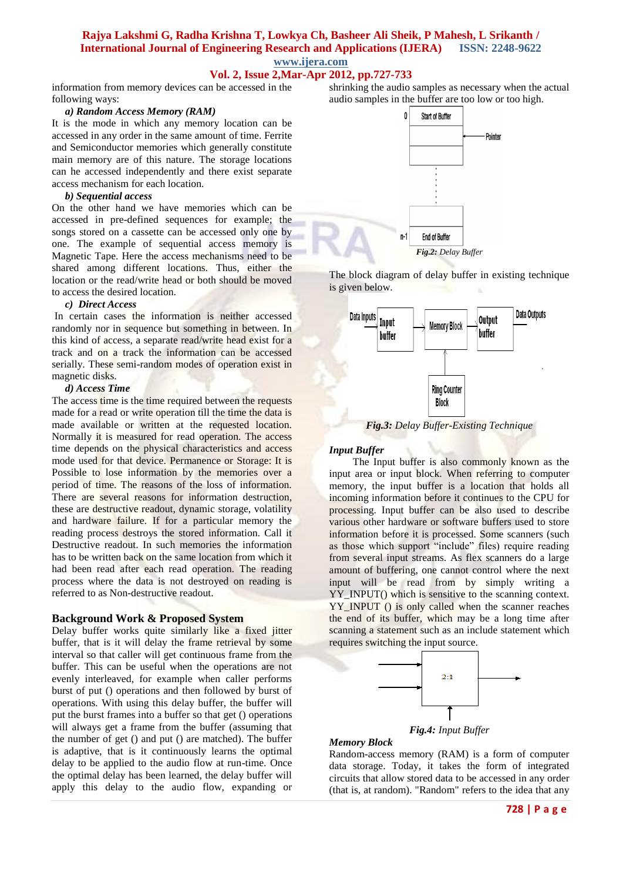information from memory devices can be accessed in the following ways:

***a) Random Access Memory (RAM)***

It is the mode in which any memory location can be accessed in any order in the same amount of time. Ferrite and Semiconductor memories which generally constitute main memory are of this nature. The storage locations can he accessed independently and there exist separate access mechanism for each location.

***b) Sequential access***

On the other hand we have memories which can be accessed in pre-defined sequences for example; the songs stored on a cassette can be accessed only one by one. The example of sequential access memory is Magnetic Tape. Here the access mechanisms need to be shared among different locations. Thus, either the location or the read/write head or both should be moved to access the desired location.

***c) Direct Access***

In certain cases the information is neither accessed randomly nor in sequence but something in between. In this kind of access, a separate read/write head exist for a track and on a track the information can be accessed serially. These semi-random modes of operation exist in magnetic disks.

***d) Access Time***

The access time is the time required between the requests made for a read or write operation till the time the data is made available or written at the requested location. Normally it is measured for read operation. The access time depends on the physical characteristics and access mode used for that device. Permanence or Storage: It is Possible to lose information by the memories over a period of time. The reasons of the loss of information. There are several reasons for information destruction, these are destructive readout, dynamic storage, volatility and hardware failure. If for a particular memory the reading process destroys the stored information. Call it Destructive readout. In such memories the information has to be written back on the same location from which it had been read after each read operation. The reading process where the data is not destroyed on reading is referred to as Non-destructive readout.

## Background Work & Proposed System

Delay buffer works quite similarly like a fixed jitter buffer, that is it will delay the frame retrieval by some interval so that caller will get continuous frame from the buffer. This can be useful when the operations are not evenly interleaved, for example when caller performs burst of put () operations and then followed by burst of operations. With using this delay buffer, the buffer will put the burst frames into a buffer so that get () operations will always get a frame from the buffer (assuming that the number of get () and put () are matched). The buffer is adaptive, that is it continuously learns the optimal delay to be applied to the audio flow at run-time. Once the optimal delay has been learned, the delay buffer will apply this delay to the audio flow, expanding or shrinking the audio samples as necessary when the actual audio samples in the buffer are too low or too high.

***Fig.2:*** *Delay Buffer*

The block diagram of delay buffer in existing technique is given below.

***Fig.3:*** *Delay Buffer-Existing Technique*

***Input Buffer***

The Input buffer is also commonly known as the input area or input block. When referring to computer memory, the input buffer is a location that holds all incoming information before it continues to the CPU for processing. Input buffer can be also used to describe various other hardware or software buffers used to store information before it is processed. Some scanners (such as those which support "include" files) require reading from several input streams. As flex scanners do a large amount of buffering, one cannot control where the next input will be read from by simply writing a YY_INPUT() which is sensitive to the scanning context. YY_INPUT () is only called when the scanner reaches the end of its buffer, which may be a long time after scanning a statement such as an include statement which requires switching the input source.

***Fig.4:*** *Input Buffer*

***Memory Block***

Random-access memory (RAM) is a form of computer data storage. Today, it takes the form of integrated circuits that allow stored data to be accessed in any order (that is, at random). "Random" refers to the idea that any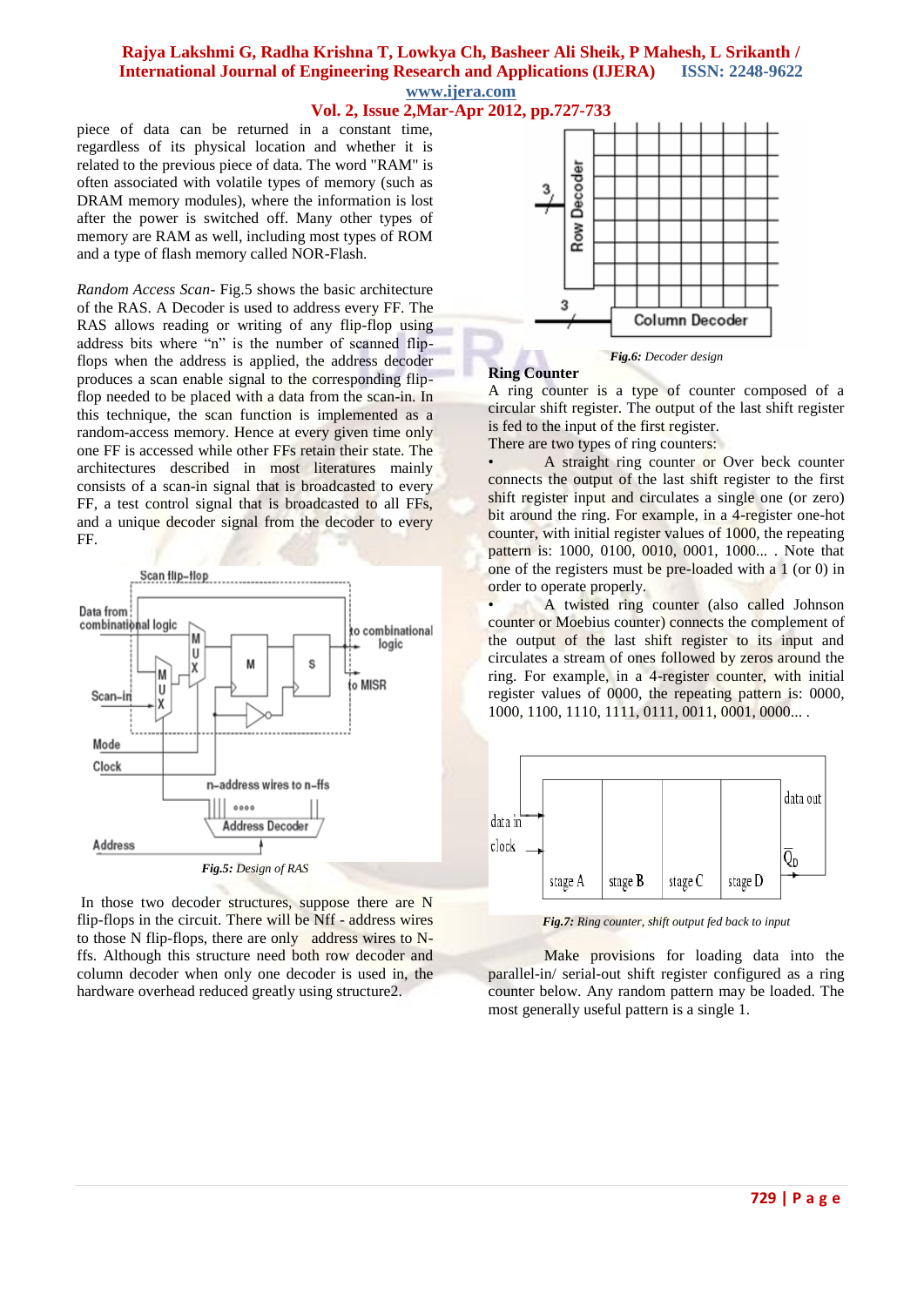piece of data can be returned in a constant time, regardless of its physical location and whether it is related to the previous piece of data. The word "RAM" is often associated with volatile types of memory (such as DRAM memory modules), where the information is lost after the power is switched off. Many other types of memory are RAM as well, including most types of ROM and a type of flash memory called NOR-Flash.

*Random Access Scan*- Fig.5 shows the basic architecture of the RAS. A Decoder is used to address every FF. The RAS allows reading or writing of any flip-flop using address bits where "n" is the number of scanned flip-flops when the address is applied, the address decoder produces a scan enable signal to the corresponding flip-flop needed to be placed with a data from the scan-in. In this technique, the scan function is implemented as a random-access memory. Hence at every given time only one FF is accessed while other FFs retain their state. The architectures described in most literatures mainly consists of a scan-in signal that is broadcasted to every FF, a test control signal that is broadcasted to all FFs, and a unique decoder signal from the decoder to every FF.

*Fig.5: Design of RAS*

In those two decoder structures, suppose there are N flip-flops in the circuit. There will be Nff - address wires to those N flip-flops, there are only address wires to N-ffs. Although this structure need both row decoder and column decoder when only one decoder is used in, the hardware overhead reduced greatly using structure2.

*Fig.6: Decoder design*

**Ring Counter**

A ring counter is a type of counter composed of a circular shift register. The output of the last shift register is fed to the input of the first register.

There are two types of ring counters:

- A straight ring counter or Over beck counter connects the output of the last shift register to the first shift register input and circulates a single one (or zero) bit around the ring. For example, in a 4-register one-hot counter, with initial register values of 1000, the repeating pattern is: 1000, 0100, 0010, 0001, 1000... . Note that one of the registers must be pre-loaded with a 1 (or 0) in order to operate properly.
- A twisted ring counter (also called Johnson counter or Moebius counter) connects the complement of the output of the last shift register to its input and circulates a stream of ones followed by zeros around the ring. For example, in a 4-register counter, with initial register values of 0000, the repeating pattern is: 0000, 1000, 1100, 1110, 1111, 0111, 0011, 0001, 0000... .

*Fig.7: Ring counter, shift output fed back to input*

Make provisions for loading data into the parallel-in/ serial-out shift register configured as a ring counter below. Any random pattern may be loaded. The most generally useful pattern is a single 1.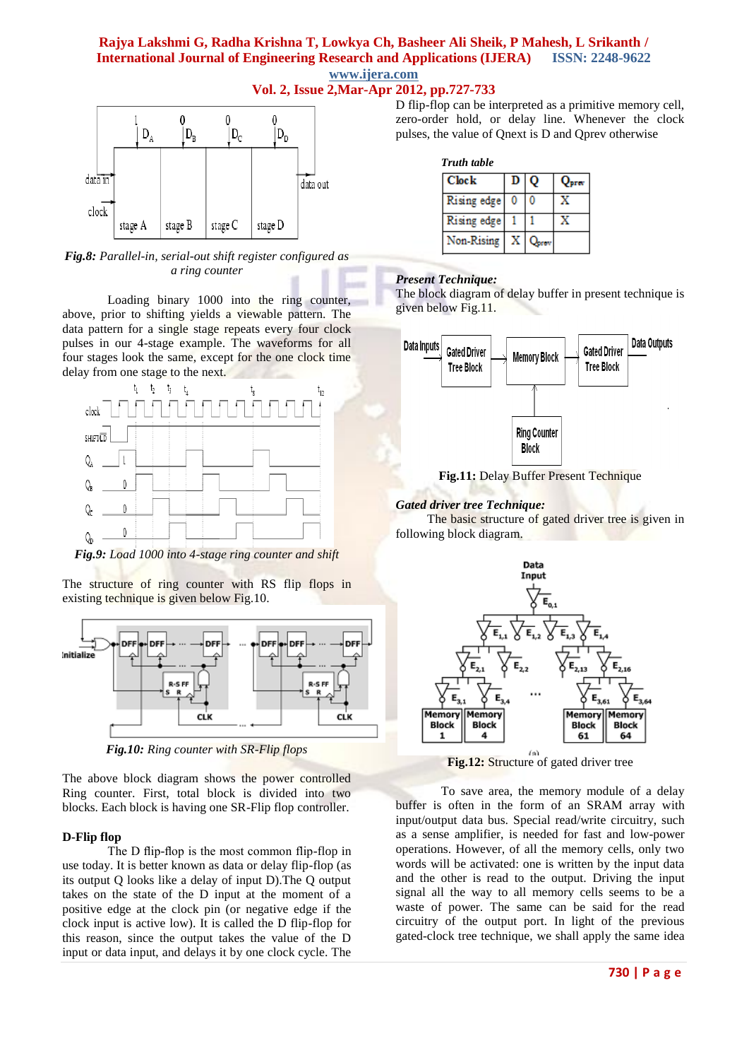Fig.8: *Parallel-in, serial-out shift register configured as a ring counter*

Loading binary 1000 into the ring counter, above, prior to shifting yields a viewable pattern. The data pattern for a single stage repeats every four clock pulses in our 4-stage example. The waveforms for all four stages look the same, except for the one clock time delay from one stage to the next.

**Fig.9:** *Load 1000 into 4-stage ring counter and shift*

The structure of ring counter with RS flip flops in existing technique is given below Fig.10.

**Fig.10:** *Ring counter with SR-Flip flops*

The above block diagram shows the power controlled Ring counter. First, total block is divided into two blocks. Each block is having one SR-Flip flop controller.

**D-Flip flop**

The D flip-flop is the most common flip-flop in use today. It is better known as data or delay flip-flop (as its output Q looks like a delay of input D).The Q output takes on the state of the D input at the moment of a positive edge at the clock pin (or negative edge if the clock input is active low). It is called the D flip-flop for this reason, since the output takes the value of the D input or data input, and delays it by one clock cycle. The D flip-flop can be interpreted as a primitive memory cell, zero-order hold, or delay line. Whenever the clock pulses, the value of Qnext is D and Qprev otherwise

***Truth table***

| Clock | D | Q | $Q_{prev}$ |
|---|---|---|---|
| Rising edge | 0 | 0 | X |
| Rising edge | 1 | 1 | X |
| Non-Rising | X | $Q_{prev}$ | |

***Present Technique:***

The block diagram of delay buffer in present technique is given below Fig.11.

**Fig.11:** Delay Buffer Present Technique

***Gated driver tree Technique:***

The basic structure of gated driver tree is given in following block diagram.

**Fig.12:** Structure of gated driver tree

To save area, the memory module of a delay buffer is often in the form of an SRAM array with input/output data bus. Special read/write circuitry, such as a sense amplifier, is needed for fast and low-power operations. However, of all the memory cells, only two words will be activated: one is written by the input data and the other is read to the output. Driving the input signal all the way to all memory cells seems to be a waste of power. The same can be said for the read circuitry of the output port. In light of the previous gated-clock tree technique, we shall apply the same idea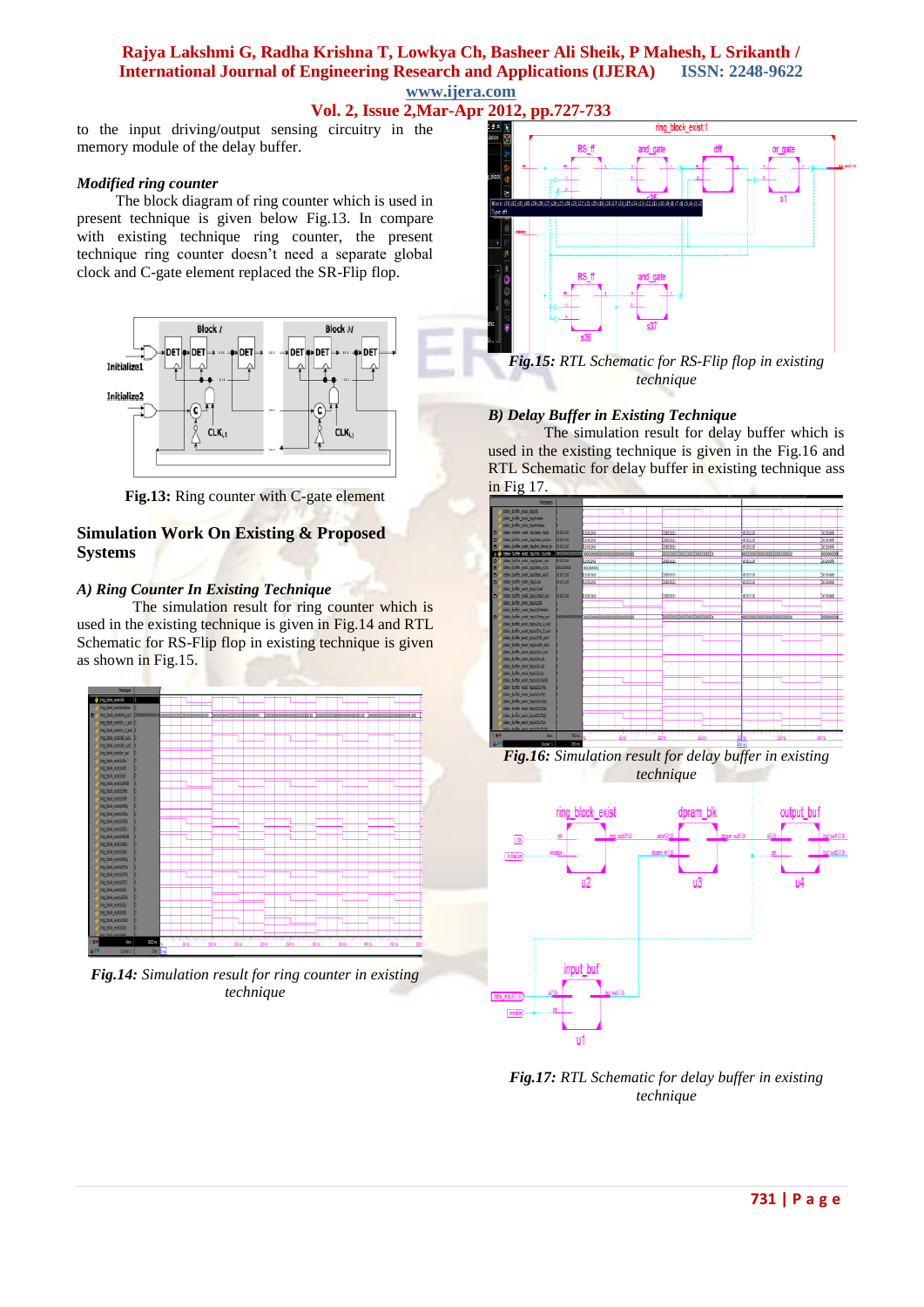to the input driving/output sensing circuitry in the memory module of the delay buffer.

### *Modified ring counter*

The block diagram of ring counter which is used in present technique is given below Fig.13. In compare with existing technique ring counter, the present technique ring counter doesn't need a separate global clock and C-gate element replaced the SR-Flip flop.

**Fig.13:** Ring counter with C-gate element

## Simulation Work On Existing & Proposed Systems

### *A) Ring Counter In Existing Technique*

The simulation result for ring counter which is used in the existing technique is given in Fig.14 and RTL Schematic for RS-Flip flop in existing technique is given as shown in Fig.15.

***Fig.14:*** *Simulation result for ring counter in existing technique*

***Fig.15:*** *RTL Schematic for RS-Flip flop in existing technique*

### *B) Delay Buffer in Existing Technique*

The simulation result for delay buffer which is used in the existing technique is given in the Fig.16 and RTL Schematic for delay buffer in existing technique ass in Fig 17.

***Fig.16:*** *Simulation result for delay buffer in existing technique*

***Fig.17:*** *RTL Schematic for delay buffer in existing technique*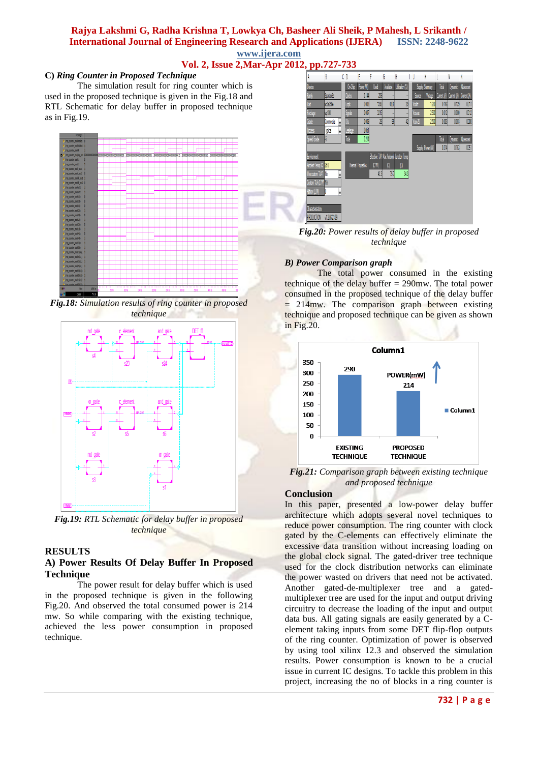### C) *Ring Counter in Proposed Technique*

The simulation result for ring counter which is used in the proposed technique is given in the Fig.18 and RTL Schematic for delay buffer in proposed technique as in Fig.19.

***Fig.18:*** *Simulation results of ring counter in proposed technique*

***Fig.19:*** *RTL Schematic for delay buffer in proposed technique*

## RESULTS

### A) Power Results Of Delay Buffer In Proposed Technique

The power result for delay buffer which is used in the proposed technique is given in the following Fig.20. And observed the total consumed power is 214 mw. So while comparing with the existing technique, achieved the less power consumption in proposed technique.

***Fig.20:*** *Power results of delay buffer in proposed technique*

### *B) Power Comparison graph*

The total power consumed in the existing technique of the delay buffer = 290mw. The total power consumed in the proposed technique of the delay buffer = 214mw. The comparison graph between existing technique and proposed technique can be given as shown in Fig.20.

***Fig.21:*** *Comparison graph between existing technique and proposed technique*

## Conclusion

In this paper, presented a low-power delay buffer architecture which adopts several novel techniques to reduce power consumption. The ring counter with clock gated by the C-elements can effectively eliminate the excessive data transition without increasing loading on the global clock signal. The gated-driver tree technique used for the clock distribution networks can eliminate the power wasted on drivers that need not be activated. Another gated-de-multiplexer tree and a gated-multiplexer tree are used for the input and output driving circuitry to decrease the loading of the input and output data bus. All gating signals are easily generated by a C-element taking inputs from some DET flip-flop outputs of the ring counter. Optimization of power is observed by using tool xilinx 12.3 and observed the simulation results. Power consumption is known to be a crucial issue in current IC designs. To tackle this problem in this project, increasing the no of blocks in a ring counter is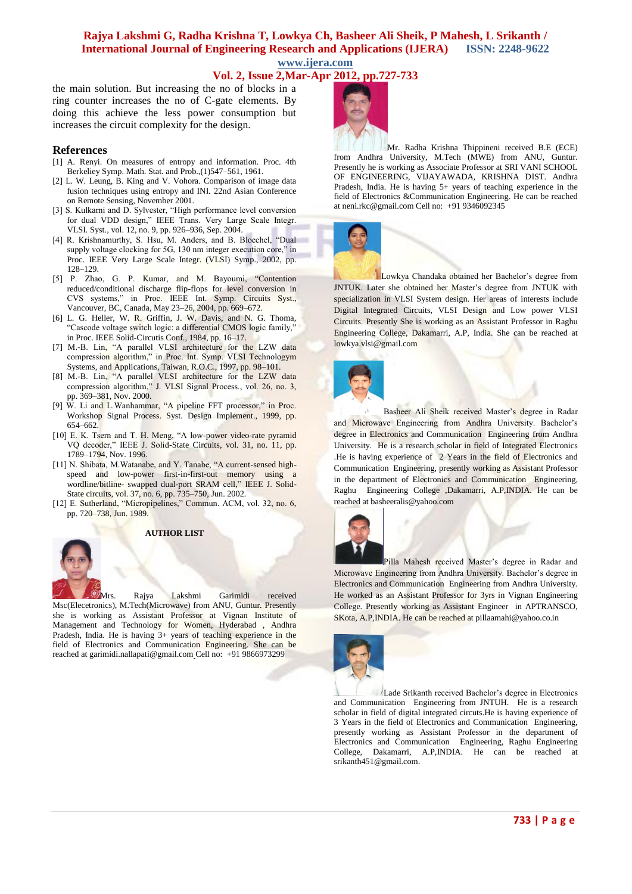the main solution. But increasing the no of blocks in a ring counter increases the no of C-gate elements. By doing this achieve the less power consumption but increases the circuit complexity for the design.

## References

[1] A. Renyi. On measures of entropy and information. Proc. 4th Berkeliey Symp. Math. Stat. and Prob.,(1)547–561, 1961.

[2] L. W. Leung, B. King and V. Vohora. Comparison of image data fusion techniques using entropy and INI. 22nd Asian Conference on Remote Sensing, November 2001.

[3] S. Kulkarni and D. Sylvester, "High performance level conversion for dual VDD design," IEEE Trans. Very Large Scale Integr. VLSI. Syst., vol. 12, no. 9, pp. 926–936, Sep. 2004.

[4] R. Krishnamurthy, S. Hsu, M. Anders, and B. Bloechel, "Dual supply voltage clocking for 5G, 130 nm integer execution core," in Proc. IEEE Very Large Scale Integr. (VLSI) Symp., 2002, pp. 128–129.

[5] P. Zhao, G. P. Kumar, and M. Bayoumi, "Contention reduced/conditional discharge flip-flops for level conversion in CVS systems," in Proc. IEEE Int. Symp. Circuits Syst., Vancouver, BC, Canada, May 23–26, 2004, pp. 669–672.

[6] L. G. Heller, W. R. Griffin, J. W. Davis, and N. G. Thoma, "Cascode voltage switch logic: a differential CMOS logic family," in Proc. IEEE Solid-Circutis Conf., 1984, pp. 16–17.

[7] M.-B. Lin, "A parallel VLSI architecture for the LZW data compression algorithm," in Proc. Int. Symp. VLSI Technologym Systems, and Applications, Taiwan, R.O.C., 1997, pp. 98–101.

[8] M.-B. Lin, "A parallel VLSI architecture for the LZW data compression algorithm," J. VLSI Signal Process., vol. 26, no. 3, pp. 369–381, Nov. 2000.

[9] W. Li and L.Wanhammar, "A pipeline FFT processor," in Proc. Workshop Signal Process. Syst. Design Implement., 1999, pp. 654–662.

[10] E. K. Tsern and T. H. Meng, "A low-power video-rate pyramid VQ decoder," IEEE J. Solid-State Circuits, vol. 31, no. 11, pp. 1789–1794, Nov. 1996.

[11] N. Shibata, M.Watanabe, and Y. Tanabe, "A current-sensed high-speed and low-power first-in-first-out memory using a wordline/bitline- swapped dual-port SRAM cell," IEEE J. Solid-State circuits, vol. 37, no. 6, pp. 735–750, Jun. 2002.

[12] E. Sutherland, "Micropipelines," Commun. ACM, vol. 32, no. 6, pp. 720–738, Jun. 1989.

**AUTHOR LIST**

Mrs. Rajya Lakshmi Garimidi received Msc(Elecetronics), M.Tech(Microwave) from ANU, Guntur. Presently she is working as Assistant Professor at Vignan Institute of Management and Technology for Women, Hyderabad , Andhra Pradesh, India. He is having 3+ years of teaching experience in the field of Electronics and Communication Engineering. She can be reached at garimidi.nallapati@gmail.com Cell no: +91 9866973299

Mr. Radha Krishna Thippineni received B.E (ECE) from Andhra University, M.Tech (MWE) from ANU, Guntur. Presently he is working as Associate Professor at SRI VANI SCHOOL OF ENGINEERING, VIJAYAWADA, KRISHNA DIST. Andhra Pradesh, India. He is having 5+ years of teaching experience in the field of Electronics &Communication Engineering. He can be reached at neni.rkc@gmail.com Cell no: +91 9346092345

Lowkya Chandaka obtained her Bachelor's degree from JNTUK. Later she obtained her Master's degree from JNTUK with specialization in VLSI System design. Her areas of interests include Digital Integrated Circuits, VLSI Design and Low power VLSI Circuits. Presently She is working as an Assistant Professor in Raghu Engineering College, Dakamarri, A.P, India. She can be reached at lowkya.vlsi@gmail.com

Basheer Ali Sheik received Master's degree in Radar and Microwave Engineering from Andhra University. Bachelor's degree in Electronics and Communication Engineering from Andhra University. He is a research scholar in field of Integrated Electronics .He is having experience of 2 Years in the field of Electronics and Communication Engineering, presently working as Assistant Professor in the department of Electronics and Communication Engineering, Raghu Engineering College ,Dakamarri, A.P,INDIA. He can be reached at basheeralis@yahoo.com

Pilla Mahesh received Master's degree in Radar and Microwave Engineering from Andhra University. Bachelor's degree in Electronics and Communication Engineering from Andhra University. He worked as an Assistant Professor for 3yrs in Vignan Engineering College. Presently working as Assistant Engineer in APTRANSCO, SKota, A.P,INDIA. He can be reached at pillaamahi@yahoo.co.in

Lade Srikanth received Bachelor's degree in Electronics and Communication Engineering from JNTUH. He is a research scholar in field of digital integrated circuts.He is having experience of 3 Years in the field of Electronics and Communication Engineering, presently working as Assistant Professor in the department of Electronics and Communication Engineering, Raghu Engineering College, Dakamarri, A.P,INDIA. He can be reached at srikanth451@gmail.com.